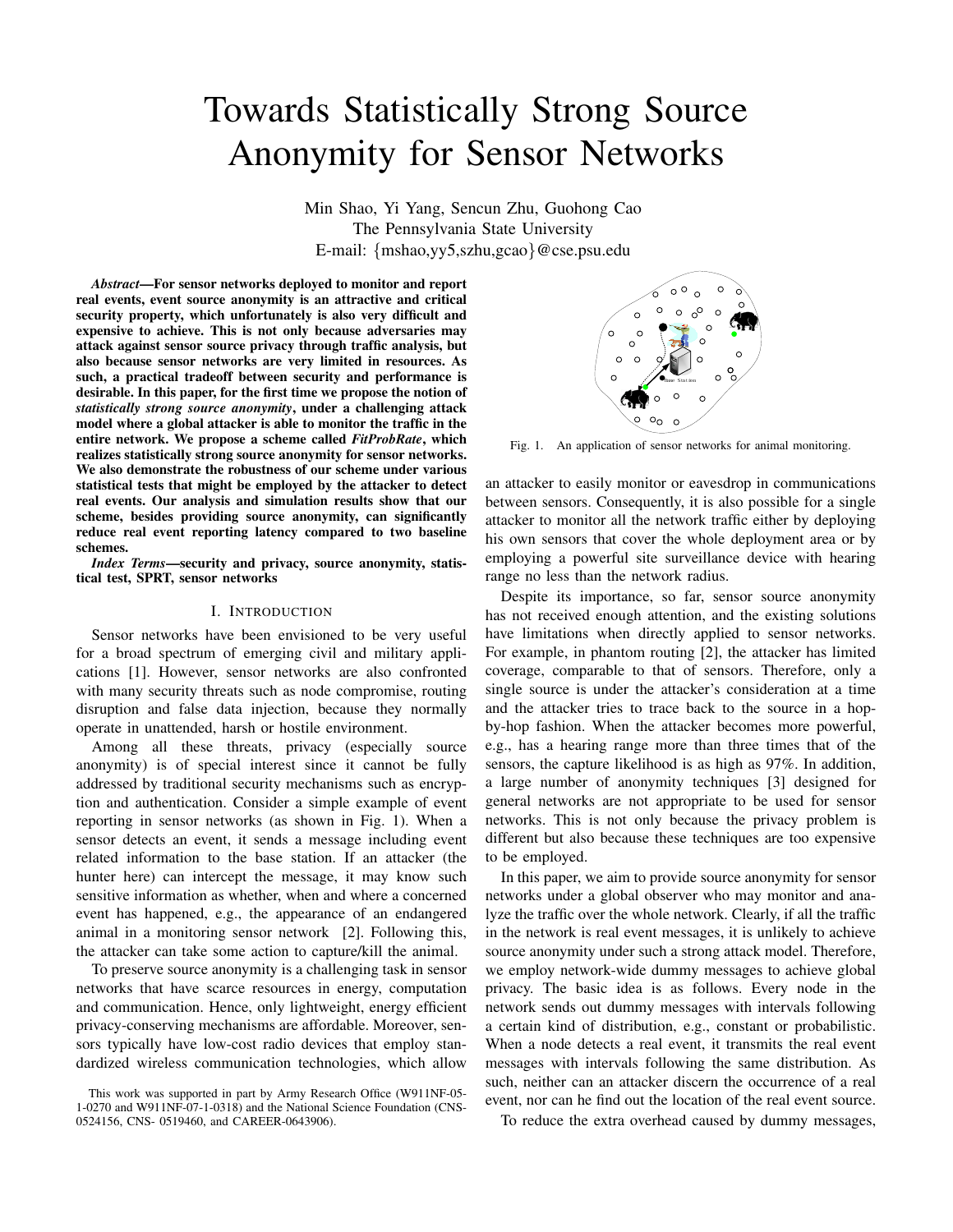# Towards Statistically Strong Source Anonymity for Sensor Networks

Min Shao, Yi Yang, Sencun Zhu, Guohong Cao
The Pennsylvania State University
E-mail: {mshao,yy5,szhu,gcao}@cse.psu.edu

***Abstract*—For sensor networks deployed to monitor and report real events, event source anonymity is an attractive and critical security property, which unfortunately is also very difficult and expensive to achieve. This is not only because adversaries may attack against sensor source privacy through traffic analysis, but also because sensor networks are very limited in resources. As such, a practical tradeoff between security and performance is desirable. In this paper, for the first time we propose the notion of *statistically strong source anonymity*, under a challenging attack model where a global attacker is able to monitor the traffic in the entire network. We propose a scheme called *FitProbRate*, which realizes statistically strong source anonymity for sensor networks. We also demonstrate the robustness of our scheme under various statistical tests that might be employed by the attacker to detect real events. Our analysis and simulation results show that our scheme, besides providing source anonymity, can significantly reduce real event reporting latency compared to two baseline schemes.**

***Index Terms*—security and privacy, source anonymity, statistical test, SPRT, sensor networks**

## I. Introduction

Sensor networks have been envisioned to be very useful for a broad spectrum of emerging civil and military applications [1]. However, sensor networks are also confronted with many security threats such as node compromise, routing disruption and false data injection, because they normally operate in unattended, harsh or hostile environment.

Among all these threats, privacy (especially source anonymity) is of special interest since it cannot be fully addressed by traditional security mechanisms such as encryption and authentication. Consider a simple example of event reporting in sensor networks (as shown in Fig. 1). When a sensor detects an event, it sends a message including event related information to the base station. If an attacker (the hunter here) can intercept the message, it may know such sensitive information as whether, when and where a concerned event has happened, e.g., the appearance of an endangered animal in a monitoring sensor network [2]. Following this, the attacker can take some action to capture/kill the animal.

To preserve source anonymity is a challenging task in sensor networks that have scarce resources in energy, computation and communication. Hence, only lightweight, energy efficient privacy-conserving mechanisms are affordable. Moreover, sensors typically have low-cost radio devices that employ standardized wireless communication technologies, which allow an attacker to easily monitor or eavesdrop in communications between sensors. Consequently, it is also possible for a single attacker to monitor all the network traffic either by deploying his own sensors that cover the whole deployment area or by employing a powerful site surveillance device with hearing range no less than the network radius.

Fig. 1. An application of sensor networks for animal monitoring.

Despite its importance, so far, sensor source anonymity has not received enough attention, and the existing solutions have limitations when directly applied to sensor networks. For example, in phantom routing [2], the attacker has limited coverage, comparable to that of sensors. Therefore, only a single source is under the attacker's consideration at a time and the attacker tries to trace back to the source in a hop-by-hop fashion. When the attacker becomes more powerful, e.g., has a hearing range more than three times that of the sensors, the capture likelihood is as high as 97%. In addition, a large number of anonymity techniques [3] designed for general networks are not appropriate to be used for sensor networks. This is not only because the privacy problem is different but also because these techniques are too expensive to be employed.

In this paper, we aim to provide source anonymity for sensor networks under a global observer who may monitor and analyze the traffic over the whole network. Clearly, if all the traffic in the network is real event messages, it is unlikely to achieve source anonymity under such a strong attack model. Therefore, we employ network-wide dummy messages to achieve global privacy. The basic idea is as follows. Every node in the network sends out dummy messages with intervals following a certain kind of distribution, e.g., constant or probabilistic. When a node detects a real event, it transmits the real event messages with intervals following the same distribution. As such, neither can an attacker discern the occurrence of a real event, nor can he find out the location of the real event source.

To reduce the extra overhead caused by dummy messages,

This work was supported in part by Army Research Office (W911NF-05-1-0270 and W911NF-07-1-0318) and the National Science Foundation (CNS-0524156, CNS- 0519460, and CAREER-0643906).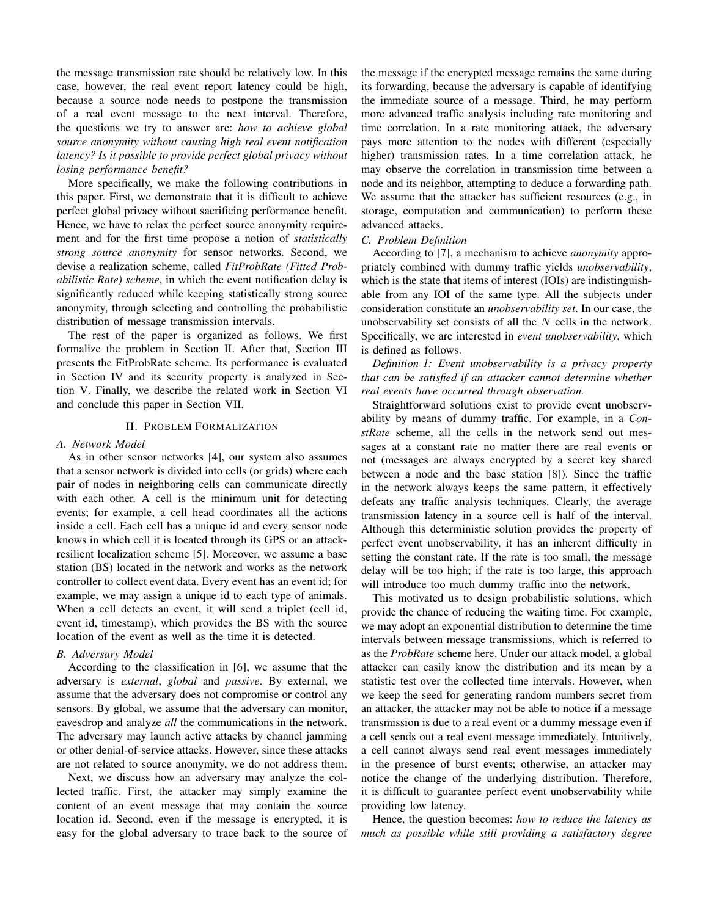the message transmission rate should be relatively low. In this case, however, the real event report latency could be high, because a source node needs to postpone the transmission of a real event message to the next interval. Therefore, the questions we try to answer are: *how to achieve global source anonymity without causing high real event notification latency? Is it possible to provide perfect global privacy without losing performance benefit?*

More specifically, we make the following contributions in this paper. First, we demonstrate that it is difficult to achieve perfect global privacy without sacrificing performance benefit. Hence, we have to relax the perfect source anonymity requirement and for the first time propose a notion of *statistically strong source anonymity* for sensor networks. Second, we devise a realization scheme, called *FitProbRate (Fitted Probabilistic Rate) scheme*, in which the event notification delay is significantly reduced while keeping statistically strong source anonymity, through selecting and controlling the probabilistic distribution of message transmission intervals.

The rest of the paper is organized as follows. We first formalize the problem in Section II. After that, Section III presents the FitProbRate scheme. Its performance is evaluated in Section IV and its security property is analyzed in Section V. Finally, we describe the related work in Section VI and conclude this paper in Section VII.

## II. Problem Formalization

### A. Network Model

As in other sensor networks [4], our system also assumes that a sensor network is divided into cells (or grids) where each pair of nodes in neighboring cells can communicate directly with each other. A cell is the minimum unit for detecting events; for example, a cell head coordinates all the actions inside a cell. Each cell has a unique id and every sensor node knows in which cell it is located through its GPS or an attack-resilient localization scheme [5]. Moreover, we assume a base station (BS) located in the network and works as the network controller to collect event data. Every event has an event id; for example, we may assign a unique id to each type of animals. When a cell detects an event, it will send a triplet (cell id, event id, timestamp), which provides the BS with the source location of the event as well as the time it is detected.

### B. Adversary Model

According to the classification in [6], we assume that the adversary is *external*, *global* and *passive*. By external, we assume that the adversary does not compromise or control any sensors. By global, we assume that the adversary can monitor, eavesdrop and analyze *all* the communications in the network. The adversary may launch active attacks by channel jamming or other denial-of-service attacks. However, since these attacks are not related to source anonymity, we do not address them.

Next, we discuss how an adversary may analyze the collected traffic. First, the attacker may simply examine the content of an event message that may contain the source location id. Second, even if the message is encrypted, it is easy for the global adversary to trace back to the source of the message if the encrypted message remains the same during its forwarding, because the adversary is capable of identifying the immediate source of a message. Third, he may perform more advanced traffic analysis including rate monitoring and time correlation. In a rate monitoring attack, the adversary pays more attention to the nodes with different (especially higher) transmission rates. In a time correlation attack, he may observe the correlation in transmission time between a node and its neighbor, attempting to deduce a forwarding path. We assume that the attacker has sufficient resources (e.g., in storage, computation and communication) to perform these advanced attacks.

### C. Problem Definition

According to [7], a mechanism to achieve *anonymity* appropriately combined with dummy traffic yields *unobservability*, which is the state that items of interest (IOIs) are indistinguishable from any IOI of the same type. All the subjects under consideration constitute an *unobservability set*. In our case, the unobservability set consists of all the $N$ cells in the network. Specifically, we are interested in *event unobservability*, which is defined as follows.

*Definition 1: Event unobservability is a privacy property that can be satisfied if an attacker cannot determine whether real events have occurred through observation.*

Straightforward solutions exist to provide event unobservability by means of dummy traffic. For example, in a *ConstRate* scheme, all the cells in the network send out messages at a constant rate no matter there are real events or not (messages are always encrypted by a secret key shared between a node and the base station [8]). Since the traffic in the network always keeps the same pattern, it effectively defeats any traffic analysis techniques. Clearly, the average transmission latency in a source cell is half of the interval. Although this deterministic solution provides the property of perfect event unobservability, it has an inherent difficulty in setting the constant rate. If the rate is too small, the message delay will be too high; if the rate is too large, this approach will introduce too much dummy traffic into the network.

This motivated us to design probabilistic solutions, which provide the chance of reducing the waiting time. For example, we may adopt an exponential distribution to determine the time intervals between message transmissions, which is referred to as the *ProbRate* scheme here. Under our attack model, a global attacker can easily know the distribution and its mean by a statistic test over the collected time intervals. However, when we keep the seed for generating random numbers secret from an attacker, the attacker may not be able to notice if a message transmission is due to a real event or a dummy message even if a cell sends out a real event message immediately. Intuitively, a cell cannot always send real event messages immediately in the presence of burst events; otherwise, an attacker may notice the change of the underlying distribution. Therefore, it is difficult to guarantee perfect event unobservability while providing low latency.

Hence, the question becomes: *how to reduce the latency as much as possible while still providing a satisfactory degree*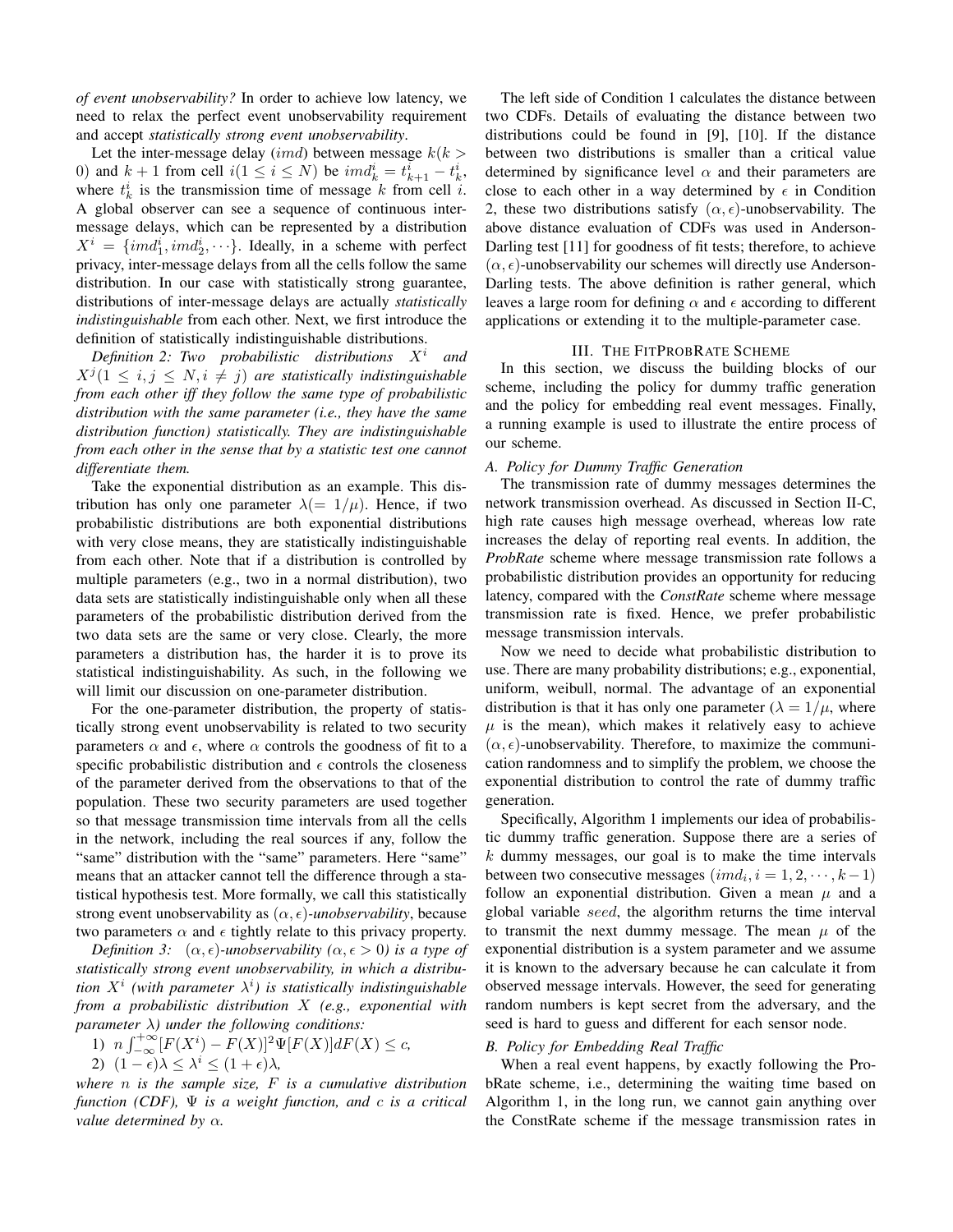*of event unobservability?* In order to achieve low latency, we need to relax the perfect event unobservability requirement and accept *statistically strong event unobservability*.

Let the inter-message delay ($imd$) between message $k(k > 0)$ and $k+1$ from cell $i(1 \le i \le N)$ be $imd_k^i = t_{k+1}^i - t_k^i$, where $t_k^i$ is the transmission time of message $k$ from cell $i$. A global observer can see a sequence of continuous inter-message delays, which can be represented by a distribution $X^i = \{imd_1^i, imd_2^i, \cdots\}$. Ideally, in a scheme with perfect privacy, inter-message delays from all the cells follow the same distribution. In our case with statistically strong guarantee, distributions of inter-message delays are actually *statistically indistinguishable* from each other. Next, we first introduce the definition of statistically indistinguishable distributions.

*Definition 2: Two probabilistic distributions $X^i$ and $X^j (1 \le i, j \le N, i \ne j)$ are statistically indistinguishable from each other iff they follow the same type of probabilistic distribution with the same parameter (i.e., they have the same distribution function) statistically. They are indistinguishable from each other in the sense that by a statistic test one cannot differentiate them.*

Take the exponential distribution as an example. This distribution has only one parameter $\lambda(= 1/\mu)$. Hence, if two probabilistic distributions are both exponential distributions with very close means, they are statistically indistinguishable from each other. Note that if a distribution is controlled by multiple parameters (e.g., two in a normal distribution), two data sets are statistically indistinguishable only when all these parameters of the probabilistic distribution derived from the two data sets are the same or very close. Clearly, the more parameters a distribution has, the harder it is to prove its statistical indistinguishability. As such, in the following we will limit our discussion on one-parameter distribution.

For the one-parameter distribution, the property of statistically strong event unobservability is related to two security parameters $\alpha$ and $\epsilon$, where $\alpha$ controls the goodness of fit to a specific probabilistic distribution and $\epsilon$ controls the closeness of the parameter derived from the observations to that of the population. These two security parameters are used together so that message transmission time intervals from all the cells in the network, including the real sources if any, follow the "same" distribution with the "same" parameters. Here "same" means that an attacker cannot tell the difference through a statistical hypothesis test. More formally, we call this statistically strong event unobservability as *$(\alpha, \epsilon)$-unobservability*, because two parameters $\alpha$ and $\epsilon$ tightly relate to this privacy property.

*Definition 3: $(\alpha, \epsilon)$-unobservability ($\alpha, \epsilon > 0$) is a type of statistically strong event unobservability, in which a distribution $X^i$ (with parameter $\lambda^i$) is statistically indistinguishable from a probabilistic distribution $X$ (e.g., exponential with parameter $\lambda$) under the following conditions:*

1) $n \int_{-\infty}^{+\infty} [F(X^i) - F(X)]^2 \Psi[F(X)] dF(X) \le c$,
2) $(1-\epsilon)\lambda \le \lambda^i \le (1+\epsilon)\lambda$,

*where $n$ is the sample size, $F$ is a cumulative distribution function (CDF), $\Psi$ is a weight function, and $c$ is a critical value determined by $\alpha$.*

The left side of Condition 1 calculates the distance between two CDFs. Details of evaluating the distance between two distributions could be found in [9], [10]. If the distance between two distributions is smaller than a critical value determined by significance level $\alpha$ and their parameters are close to each other in a way determined by $\epsilon$ in Condition 2, these two distributions satisfy $(\alpha, \epsilon)$-unobservability. The above distance evaluation of CDFs was used in Anderson-Darling test [11] for goodness of fit tests; therefore, to achieve $(\alpha, \epsilon)$-unobservability our schemes will directly use Anderson-Darling tests. The above definition is rather general, which leaves a large room for defining $\alpha$ and $\epsilon$ according to different applications or extending it to the multiple-parameter case.

## III. The FitProbRate Scheme

In this section, we discuss the building blocks of our scheme, including the policy for dummy traffic generation and the policy for embedding real event messages. Finally, a running example is used to illustrate the entire process of our scheme.

### A. Policy for Dummy Traffic Generation

The transmission rate of dummy messages determines the network transmission overhead. As discussed in Section II-C, high rate causes high message overhead, whereas low rate increases the delay of reporting real events. In addition, the *ProbRate* scheme where message transmission rate follows a probabilistic distribution provides an opportunity for reducing latency, compared with the *ConstRate* scheme where message transmission rate is fixed. Hence, we prefer probabilistic message transmission intervals.

Now we need to decide what probabilistic distribution to use. There are many probability distributions; e.g., exponential, uniform, weibull, normal. The advantage of an exponential distribution is that it has only one parameter ($\lambda = 1/\mu$, where $\mu$ is the mean), which makes it relatively easy to achieve $(\alpha, \epsilon)$-unobservability. Therefore, to maximize the communication randomness and to simplify the problem, we choose the exponential distribution to control the rate of dummy traffic generation.

Specifically, Algorithm 1 implements our idea of probabilistic dummy traffic generation. Suppose there are a series of $k$ dummy messages, our goal is to make the time intervals between two consecutive messages $(imd_i, i = 1, 2, \cdots, k-1)$ follow an exponential distribution. Given a mean $\mu$ and a global variable $seed$, the algorithm returns the time interval to transmit the next dummy message. The mean $\mu$ of the exponential distribution is a system parameter and we assume it is known to the adversary because he can calculate it from observed message intervals. However, the seed for generating random numbers is kept secret from the adversary, and the seed is hard to guess and different for each sensor node.

### B. Policy for Embedding Real Traffic

When a real event happens, by exactly following the ProbRate scheme, i.e., determining the waiting time based on Algorithm 1, in the long run, we cannot gain anything over the ConstRate scheme if the message transmission rates in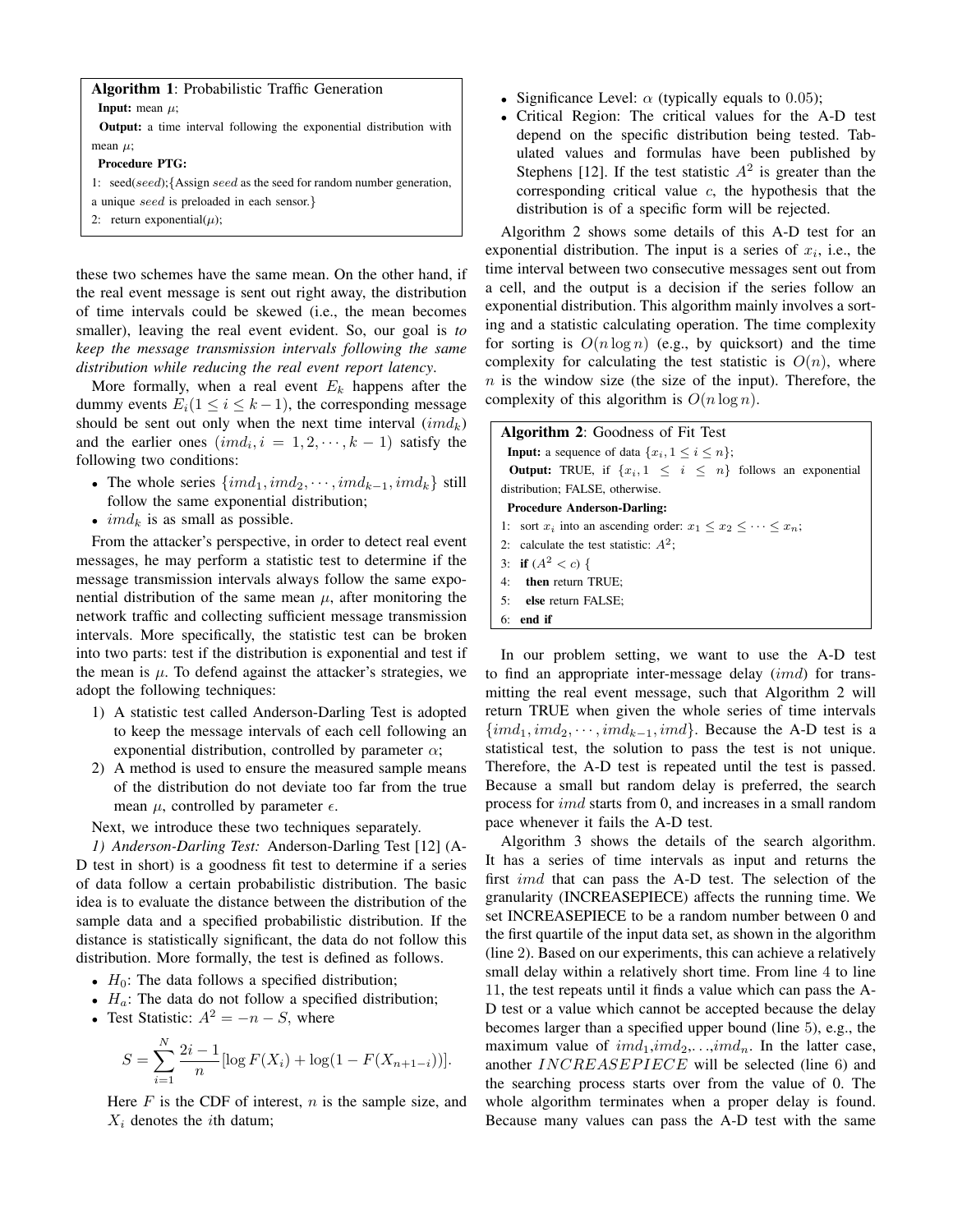**Algorithm 1**: Probabilistic Traffic Generation

**Input:** mean $\mu$;

**Output:** a time interval following the exponential distribution with mean $\mu$;

**Procedure PTG:**

1: seed($seed$);{Assign $seed$ as the seed for random number generation, a unique $seed$ is preloaded in each sensor.}

2: return exponential($\mu$);

these two schemes have the same mean. On the other hand, if the real event message is sent out right away, the distribution of time intervals could be skewed (i.e., the mean becomes smaller), leaving the real event evident. So, our goal is *to keep the message transmission intervals following the same distribution while reducing the real event report latency*.

More formally, when a real event $E_k$ happens after the dummy events $E_i (1 \leq i \leq k-1)$, the corresponding message should be sent out only when the next time interval ($imd_k$) and the earlier ones ($imd_i, i = 1, 2, \cdots, k-1$) satisfy the following two conditions:

- The whole series $\{imd_1, imd_2, \cdots, imd_{k-1}, imd_k\}$ still follow the same exponential distribution;
- $imd_k$ is as small as possible.

From the attacker's perspective, in order to detect real event messages, he may perform a statistic test to determine if the message transmission intervals always follow the same exponential distribution of the same mean $\mu$, after monitoring the network traffic and collecting sufficient message transmission intervals. More specifically, the statistic test can be broken into two parts: test if the distribution is exponential and test if the mean is $\mu$. To defend against the attacker's strategies, we adopt the following techniques:

1) A statistic test called Anderson-Darling Test is adopted to keep the message intervals of each cell following an exponential distribution, controlled by parameter $\alpha$;
2) A method is used to ensure the measured sample means of the distribution do not deviate too far from the true mean $\mu$, controlled by parameter $\epsilon$.

Next, we introduce these two techniques separately.

*1) Anderson-Darling Test:* Anderson-Darling Test [12] (A-D test in short) is a goodness fit test to determine if a series of data follow a certain probabilistic distribution. The basic idea is to evaluate the distance between the distribution of the sample data and a specified probabilistic distribution. If the distance is statistically significant, the data do not follow this distribution. More formally, the test is defined as follows.

- $H_0$: The data follows a specified distribution;
- $H_a$: The data do not follow a specified distribution;
- Test Statistic: $A^2 = -n - S$, where

$$S = \sum_{i=1}^{N} \frac{2i-1}{n} [\log F(X_i) + \log(1 - F(X_{n+1-i}))].$$

Here $F$ is the CDF of interest, $n$ is the sample size, and $X_i$ denotes the $i$th datum;

- Significance Level: $\alpha$ (typically equals to 0.05);
- Critical Region: The critical values for the A-D test depend on the specific distribution being tested. Tabulated values and formulas have been published by Stephens [12]. If the test statistic $A^2$ is greater than the corresponding critical value $c$, the hypothesis that the distribution is of a specific form will be rejected.

Algorithm 2 shows some details of this A-D test for an exponential distribution. The input is a series of $x_i$, i.e., the time interval between two consecutive messages sent out from a cell, and the output is a decision if the series follow an exponential distribution. This algorithm mainly involves a sorting and a statistic calculating operation. The time complexity for sorting is $O(n \log n)$ (e.g., by quicksort) and the time complexity for calculating the test statistic is $O(n)$, where $n$ is the window size (the size of the input). Therefore, the complexity of this algorithm is $O(n \log n)$.

**Algorithm 2**: Goodness of Fit Test

**Input:** a sequence of data $\{x_i, 1 \leq i \leq n\}$;

**Output:** TRUE, if $\{x_i, 1 \leq i \leq n\}$ follows an exponential distribution; FALSE, otherwise.

**Procedure Anderson-Darling:**

1: sort $x_i$ into an ascending order: $x_1 \leq x_2 \leq \cdots \leq x_n$;

2: calculate the test statistic: $A^2$;

3: **if** ($A^2 < c$) {

4: **then** return TRUE;

5: **else** return FALSE;

6: **end if**

In our problem setting, we want to use the A-D test to find an appropriate inter-message delay ($imd$) for transmitting the real event message, such that Algorithm 2 will return TRUE when given the whole series of time intervals $\{imd_1, imd_2, \cdots, imd_{k-1}, imd\}$. Because the A-D test is a statistical test, the solution to pass the test is not unique. Therefore, the A-D test is repeated until the test is passed. Because a small but random delay is preferred, the search process for $imd$ starts from 0, and increases in a small random pace whenever it fails the A-D test.

Algorithm 3 shows the details of the search algorithm. It has a series of time intervals as input and returns the first $imd$ that can pass the A-D test. The selection of the granularity (INCREASEPIECE) affects the running time. We set INCREASEPIECE to be a random number between 0 and the first quartile of the input data set, as shown in the algorithm (line 2). Based on our experiments, this can achieve a relatively small delay within a relatively short time. From line 4 to line 11, the test repeats until it finds a value which can pass the A-D test or a value which cannot be accepted because the delay becomes larger than a specified upper bound (line 5), e.g., the maximum value of $imd_1, imd_2, \ldots, imd_n$. In the latter case, another $INCREASEPIECE$ will be selected (line 6) and the searching process starts over from the value of 0. The whole algorithm terminates when a proper delay is found. Because many values can pass the A-D test with the same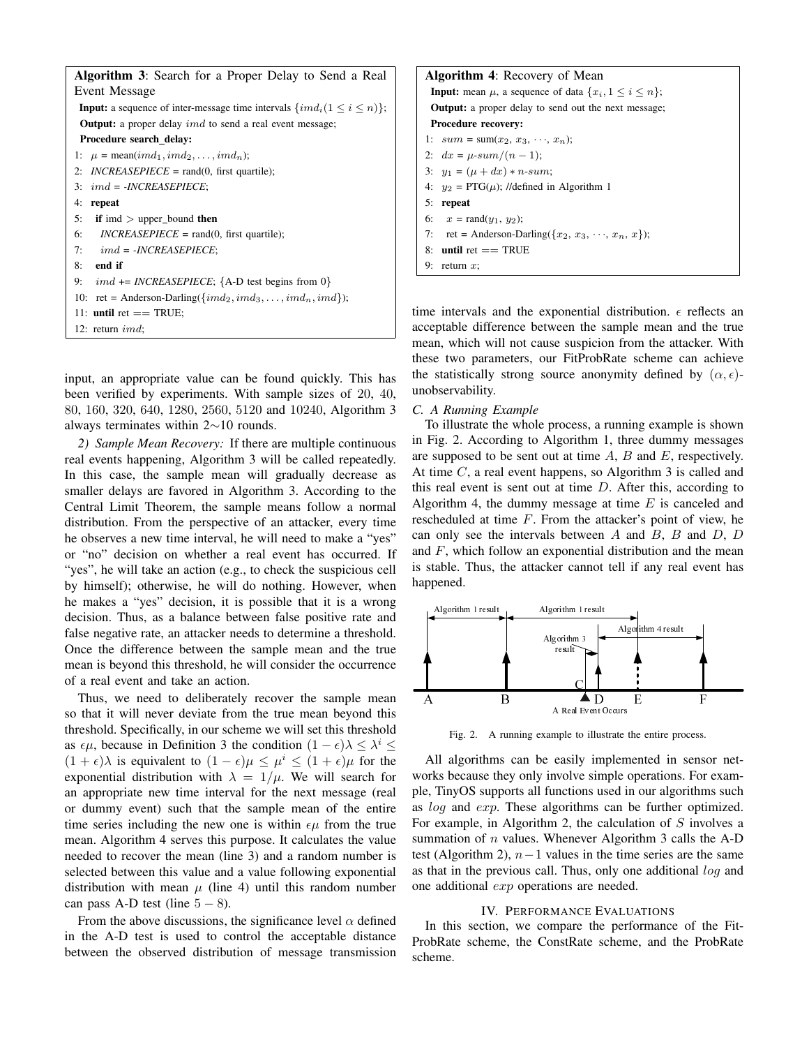**Algorithm 3**: Search for a Proper Delay to Send a Real Event Message

**Input:** a sequence of inter-message time intervals $\{imd_i(1 \le i \le n)\}$;
**Output:** a proper delay $imd$ to send a real event message;
**Procedure search_delay:**

```
1:  μ = mean(imd_1, imd_2, ..., imd_n);
2:  INCREASEPIECE = rand(0, first quartile);
3:  imd = -INCREASEPIECE;
4:  repeat
5:    if imd > upper_bound then
6:      INCREASEPIECE = rand(0, first quartile);
7:      imd = -INCREASEPIECE;
8:    end if
9:    imd += INCREASEPIECE; {A-D test begins from 0}
10:   ret = Anderson-Darling({imd_2, imd_3, ..., imd_n, imd});
11: until ret == TRUE;
12: return imd;
```

input, an appropriate value can be found quickly. This has been verified by experiments. With sample sizes of 20, 40, 80, 160, 320, 640, 1280, 2560, 5120 and 10240, Algorithm 3 always terminates within 2∼10 rounds.

*2) Sample Mean Recovery:* If there are multiple continuous real events happening, Algorithm 3 will be called repeatedly. In this case, the sample mean will gradually decrease as smaller delays are favored in Algorithm 3. According to the Central Limit Theorem, the sample means follow a normal distribution. From the perspective of an attacker, every time he observes a new time interval, he will need to make a "yes" or "no" decision on whether a real event has occurred. If "yes", he will take an action (e.g., to check the suspicious cell by himself); otherwise, he will do nothing. However, when he makes a "yes" decision, it is possible that it is a wrong decision. Thus, as a balance between false positive rate and false negative rate, an attacker needs to determine a threshold. Once the difference between the sample mean and the true mean is beyond this threshold, he will consider the occurrence of a real event and take an action.

Thus, we need to deliberately recover the sample mean so that it will never deviate from the true mean beyond this threshold. Specifically, in our scheme we will set this threshold as $\epsilon\mu$, because in Definition 3 the condition $(1-\epsilon)\lambda \le \lambda^i \le (1+\epsilon)\lambda$ is equivalent to $(1-\epsilon)\mu \le \mu^i \le (1+\epsilon)\mu$ for the exponential distribution with $\lambda = 1/\mu$. We will search for an appropriate new time interval for the next message (real or dummy event) such that the sample mean of the entire time series including the new one is within $\epsilon\mu$ from the true mean. Algorithm 4 serves this purpose. It calculates the value needed to recover the mean (line 3) and a random number is selected between this value and a value following exponential distribution with mean $\mu$ (line 4) until this random number can pass A-D test (line $5-8$).

From the above discussions, the significance level $\alpha$ defined in the A-D test is used to control the acceptable distance between the observed distribution of message transmission

**Algorithm 4**: Recovery of Mean

**Input:** mean $\mu$, a sequence of data $\{x_i, 1 \le i \le n\}$;
**Output:** a proper delay to send out the next message;
**Procedure recovery:**

```
1: sum = sum(x_2, x_3, ..., x_n);
2: dx = μ-sum/(n − 1);
3: y_1 = (μ + dx) * n-sum;
4: y_2 = PTG(μ); //defined in Algorithm 1
5: repeat
6:   x = rand(y_1, y_2);
7:   ret = Anderson-Darling({x_2, x_3, ..., x_n, x});
8: until ret == TRUE
9: return x;
```

time intervals and the exponential distribution. $\epsilon$ reflects an acceptable difference between the sample mean and the true mean, which will not cause suspicion from the attacker. With these two parameters, our FitProbRate scheme can achieve the statistically strong source anonymity defined by $(\alpha, \epsilon)$-unobservability.

### C. A Running Example

To illustrate the whole process, a running example is shown in Fig. 2. According to Algorithm 1, three dummy messages are supposed to be sent out at time $A$, $B$ and $E$, respectively. At time $C$, a real event happens, so Algorithm 3 is called and this real event is sent out at time $D$. After this, according to Algorithm 4, the dummy message at time $E$ is canceled and rescheduled at time $F$. From the attacker's point of view, he can only see the intervals between $A$ and $B$, $B$ and $D$, $D$ and $F$, which follow an exponential distribution and the mean is stable. Thus, the attacker cannot tell if any real event has happened.

Fig. 2. A running example to illustrate the entire process.

All algorithms can be easily implemented in sensor networks because they only involve simple operations. For example, TinyOS supports all functions used in our algorithms such as $log$ and $exp$. These algorithms can be further optimized. For example, in Algorithm 2, the calculation of $S$ involves a summation of $n$ values. Whenever Algorithm 3 calls the A-D test (Algorithm 2), $n-1$ values in the time series are the same as that in the previous call. Thus, only one additional $log$ and one additional $exp$ operations are needed.

## IV. Performance Evaluations

In this section, we compare the performance of the FitProbRate scheme, the ConstRate scheme, and the ProbRate scheme.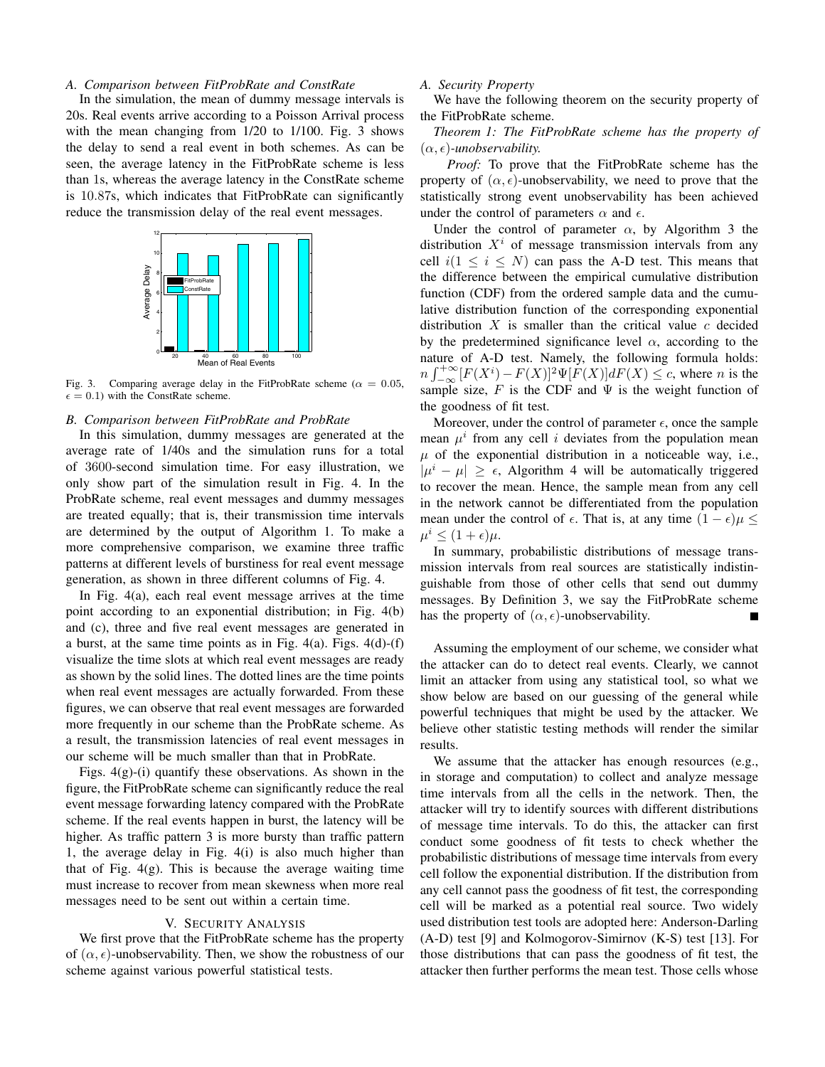### A. Comparison between FitProbRate and ConstRate

In the simulation, the mean of dummy message intervals is 20s. Real events arrive according to a Poisson Arrival process with the mean changing from 1/20 to 1/100. Fig. 3 shows the delay to send a real event in both schemes. As can be seen, the average latency in the FitProbRate scheme is less than 1s, whereas the average latency in the ConstRate scheme is 10.87s, which indicates that FitProbRate can significantly reduce the transmission delay of the real event messages.

Fig. 3. Comparing average delay in the FitProbRate scheme ($\alpha = 0.05$, $\epsilon = 0.1$) with the ConstRate scheme.

### B. Comparison between FitProbRate and ProbRate

In this simulation, dummy messages are generated at the average rate of 1/40s and the simulation runs for a total of 3600-second simulation time. For easy illustration, we only show part of the simulation result in Fig. 4. In the ProbRate scheme, real event messages and dummy messages are treated equally; that is, their transmission time intervals are determined by the output of Algorithm 1. To make a more comprehensive comparison, we examine three traffic patterns at different levels of burstiness for real event message generation, as shown in three different columns of Fig. 4.

In Fig. 4(a), each real event message arrives at the time point according to an exponential distribution; in Fig. 4(b) and (c), three and five real event messages are generated in a burst, at the same time points as in Fig. 4(a). Figs. 4(d)-(f) visualize the time slots at which real event messages are ready as shown by the solid lines. The dotted lines are the time points when real event messages are actually forwarded. From these figures, we can observe that real event messages are forwarded more frequently in our scheme than the ProbRate scheme. As a result, the transmission latencies of real event messages in our scheme will be much smaller than that in ProbRate.

Figs. 4(g)-(i) quantify these observations. As shown in the figure, the FitProbRate scheme can significantly reduce the real event message forwarding latency compared with the ProbRate scheme. If the real events happen in burst, the latency will be higher. As traffic pattern 3 is more bursty than traffic pattern 1, the average delay in Fig. 4(i) is also much higher than that of Fig. 4(g). This is because the average waiting time must increase to recover from mean skewness when more real messages need to be sent out within a certain time.

## V. Security Analysis

We first prove that the FitProbRate scheme has the property of $(\alpha, \epsilon)$-unobservability. Then, we show the robustness of our scheme against various powerful statistical tests.

### A. Security Property

We have the following theorem on the security property of the FitProbRate scheme.

*Theorem 1: The FitProbRate scheme has the property of $(\alpha, \epsilon)$-unobservability.*

*Proof:* To prove that the FitProbRate scheme has the property of $(\alpha, \epsilon)$-unobservability, we need to prove that the statistically strong event unobservability has been achieved under the control of parameters $\alpha$ and $\epsilon$.

Under the control of parameter $\alpha$, by Algorithm 3 the distribution $X^i$ of message transmission intervals from any cell $i (1 \leq i \leq N)$ can pass the A-D test. This means that the difference between the empirical cumulative distribution function (CDF) from the ordered sample data and the cumulative distribution function of the corresponding exponential distribution $X$ is smaller than the critical value $c$ decided by the predetermined significance level $\alpha$, according to the nature of A-D test. Namely, the following formula holds: $n \int_{-\infty}^{+\infty} [F(X^i) - F(X)]^2 \Psi[F(X)] dF(X) \leq c$, where $n$ is the sample size, $F$ is the CDF and $\Psi$ is the weight function of the goodness of fit test.

Moreover, under the control of parameter $\epsilon$, once the sample mean $\mu^i$ from any cell $i$ deviates from the population mean $\mu$ of the exponential distribution in a noticeable way, i.e., $|\mu^i - \mu| \geq \epsilon$, Algorithm 4 will be automatically triggered to recover the mean. Hence, the sample mean from any cell in the network cannot be differentiated from the population mean under the control of $\epsilon$. That is, at any time $(1 - \epsilon)\mu \leq \mu^i \leq (1 + \epsilon)\mu$.

In summary, probabilistic distributions of message transmission intervals from real sources are statistically indistinguishable from those of other cells that send out dummy messages. By Definition 3, we say the FitProbRate scheme has the property of $(\alpha, \epsilon)$-unobservability. ■

Assuming the employment of our scheme, we consider what the attacker can do to detect real events. Clearly, we cannot limit an attacker from using any statistical tool, so what we show below are based on our guessing of the general while powerful techniques that might be used by the attacker. We believe other statistic testing methods will render the similar results.

We assume that the attacker has enough resources (e.g., in storage and computation) to collect and analyze message time intervals from all the cells in the network. Then, the attacker will try to identify sources with different distributions of message time intervals. To do this, the attacker can first conduct some goodness of fit tests to check whether the probabilistic distributions of message time intervals from every cell follow the exponential distribution. If the distribution from any cell cannot pass the goodness of fit test, the corresponding cell will be marked as a potential real source. Two widely used distribution test tools are adopted here: Anderson-Darling (A-D) test [9] and Kolmogorov-Simirnov (K-S) test [13]. For those distributions that can pass the goodness of fit test, the attacker then further performs the mean test. Those cells whose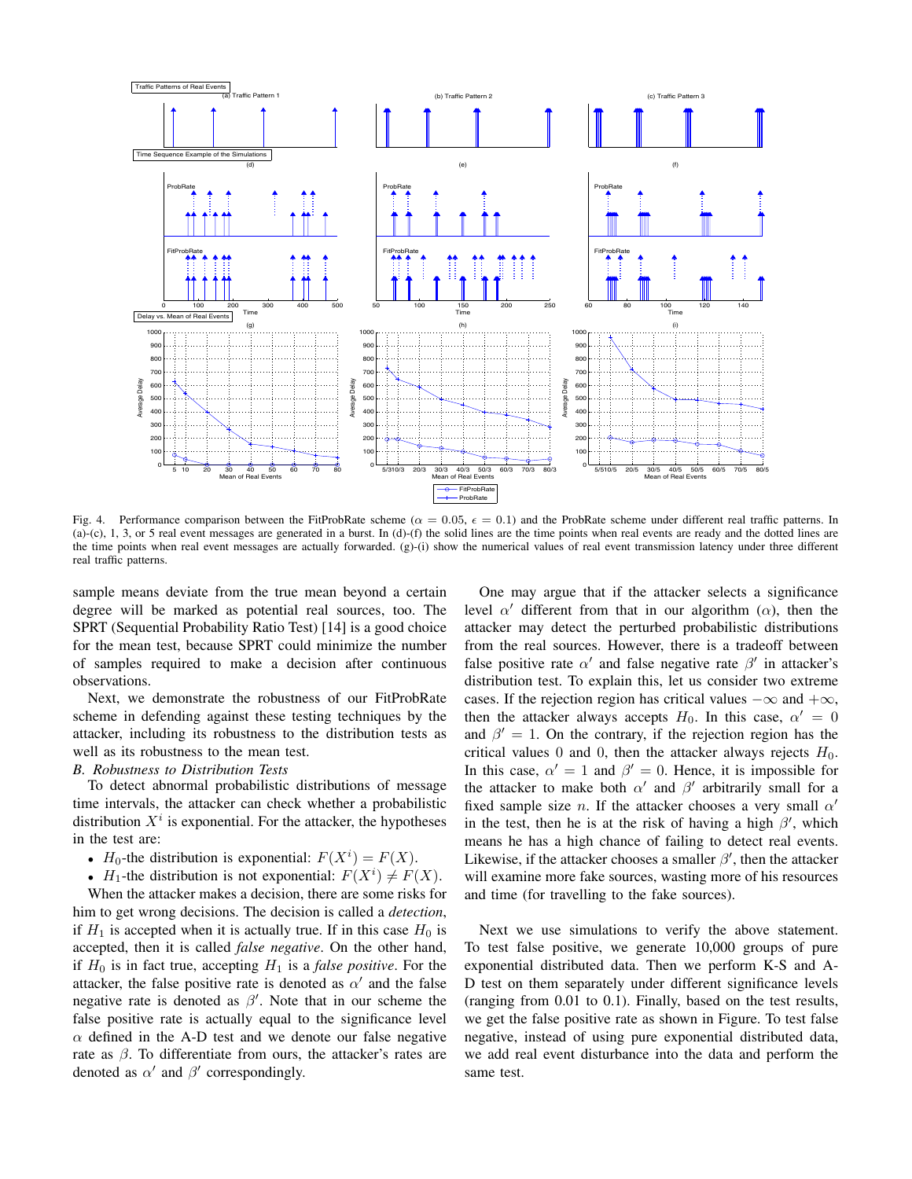Fig. 4. Performance comparison between the FitProbRate scheme ($\alpha = 0.05$, $\epsilon = 0.1$) and the ProbRate scheme under different real traffic patterns. In (a)-(c), 1, 3, or 5 real event messages are generated in a burst. In (d)-(f) the solid lines are the time points when real events are ready and the dotted lines are the time points when real event messages are actually forwarded. (g)-(i) show the numerical values of real event transmission latency under three different real traffic patterns.

sample means deviate from the true mean beyond a certain degree will be marked as potential real sources, too. The SPRT (Sequential Probability Ratio Test) [14] is a good choice for the mean test, because SPRT could minimize the number of samples required to make a decision after continuous observations.

Next, we demonstrate the robustness of our FitProbRate scheme in defending against these testing techniques by the attacker, including its robustness to the distribution tests as well as its robustness to the mean test.

### B. Robustness to Distribution Tests

To detect abnormal probabilistic distributions of message time intervals, the attacker can check whether a probabilistic distribution $X^i$ is exponential. For the attacker, the hypotheses in the test are:

- $H_0$-the distribution is exponential: $F(X^i) = F(X)$.
- $H_1$-the distribution is not exponential: $F(X^i) \neq F(X)$.

When the attacker makes a decision, there are some risks for him to get wrong decisions. The decision is called a *detection*, if $H_1$ is accepted when it is actually true. If in this case $H_0$ is accepted, then it is called *false negative*. On the other hand, if $H_0$ is in fact true, accepting $H_1$ is a *false positive*. For the attacker, the false positive rate is denoted as $\alpha'$ and the false negative rate is denoted as $\beta'$. Note that in our scheme the false positive rate is actually equal to the significance level $\alpha$ defined in the A-D test and we denote our false negative rate as $\beta$. To differentiate from ours, the attacker's rates are denoted as $\alpha'$ and $\beta'$ correspondingly.

One may argue that if the attacker selects a significance level $\alpha'$ different from that in our algorithm ($\alpha$), then the attacker may detect the perturbed probabilistic distributions from the real sources. However, there is a tradeoff between false positive rate $\alpha'$ and false negative rate $\beta'$ in attacker's distribution test. To explain this, let us consider two extreme cases. If the rejection region has critical values $-\infty$ and $+\infty$, then the attacker always accepts $H_0$. In this case, $\alpha' = 0$ and $\beta' = 1$. On the contrary, if the rejection region has the critical values 0 and 0, then the attacker always rejects $H_0$. In this case, $\alpha' = 1$ and $\beta' = 0$. Hence, it is impossible for the attacker to make both $\alpha'$ and $\beta'$ arbitrarily small for a fixed sample size $n$. If the attacker chooses a very small $\alpha'$ in the test, then he is at the risk of having a high $\beta'$, which means he has a high chance of failing to detect real events. Likewise, if the attacker chooses a smaller $\beta'$, then the attacker will examine more fake sources, wasting more of his resources and time (for travelling to the fake sources).

Next we use simulations to verify the above statement. To test false positive, we generate 10,000 groups of pure exponential distributed data. Then we perform K-S and A-D test on them separately under different significance levels (ranging from 0.01 to 0.1). Finally, based on the test results, we get the false positive rate as shown in Figure. To test false negative, instead of using pure exponential distributed data, we add real event disturbance into the data and perform the same test.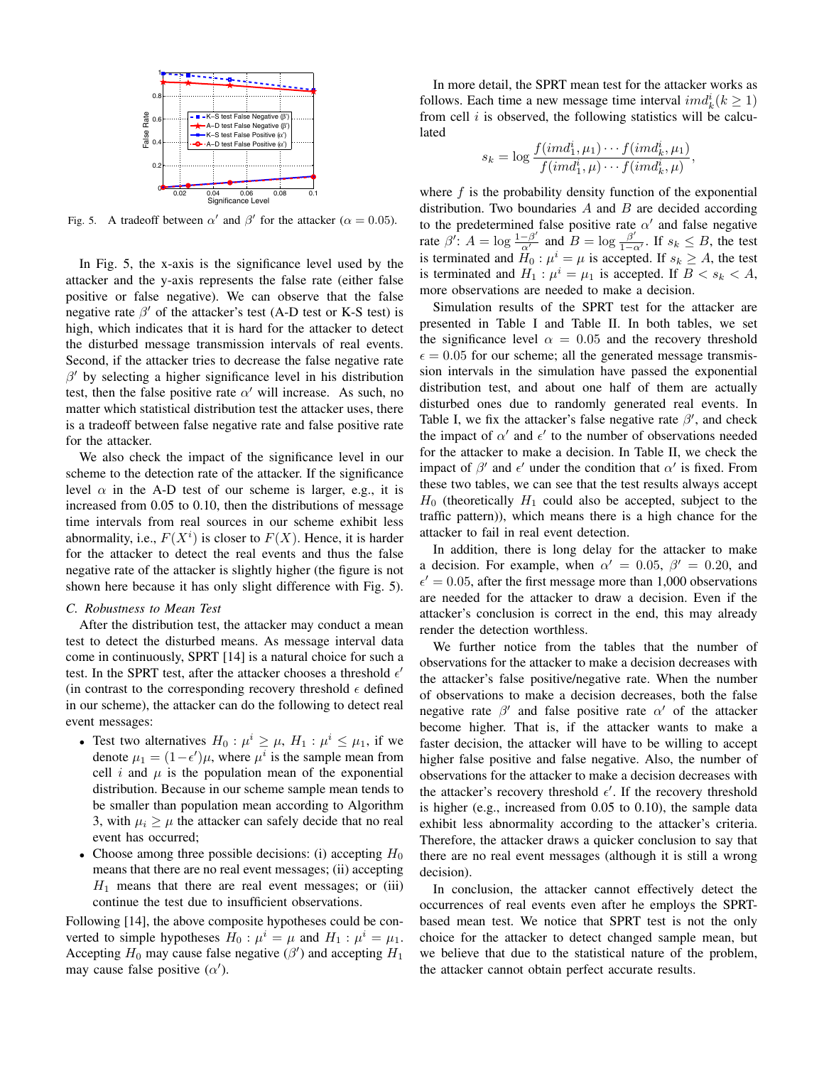Fig. 5. A tradeoff between $\alpha'$ and $\beta'$ for the attacker ($\alpha = 0.05$).

In Fig. 5, the x-axis is the significance level used by the attacker and the y-axis represents the false rate (either false positive or false negative). We can observe that the false negative rate $\beta'$ of the attacker's test (A-D test or K-S test) is high, which indicates that it is hard for the attacker to detect the disturbed message transmission intervals of real events. Second, if the attacker tries to decrease the false negative rate $\beta'$ by selecting a higher significance level in his distribution test, then the false positive rate $\alpha'$ will increase. As such, no matter which statistical distribution test the attacker uses, there is a tradeoff between false negative rate and false positive rate for the attacker.

We also check the impact of the significance level in our scheme to the detection rate of the attacker. If the significance level $\alpha$ in the A-D test of our scheme is larger, e.g., it is increased from 0.05 to 0.10, then the distributions of message time intervals from real sources in our scheme exhibit less abnormality, i.e., $F(X^i)$ is closer to $F(X)$. Hence, it is harder for the attacker to detect the real events and thus the false negative rate of the attacker is slightly higher (the figure is not shown here because it has only slight difference with Fig. 5).

### C. Robustness to Mean Test

After the distribution test, the attacker may conduct a mean test to detect the disturbed means. As message interval data come in continuously, SPRT [14] is a natural choice for such a test. In the SPRT test, after the attacker chooses a threshold $\epsilon'$ (in contrast to the corresponding recovery threshold $\epsilon$ defined in our scheme), the attacker can do the following to detect real event messages:

- Test two alternatives $H_0 : \mu^i \geq \mu$, $H_1 : \mu^i \leq \mu_1$, if we denote $\mu_1 = (1-\epsilon')\mu$, where $\mu^i$ is the sample mean from cell $i$ and $\mu$ is the population mean of the exponential distribution. Because in our scheme sample mean tends to be smaller than population mean according to Algorithm 3, with $\mu_i \geq \mu$ the attacker can safely decide that no real event has occurred;
- Choose among three possible decisions: (i) accepting $H_0$ means that there are no real event messages; (ii) accepting $H_1$ means that there are real event messages; or (iii) continue the test due to insufficient observations.

Following [14], the above composite hypotheses could be converted to simple hypotheses $H_0 : \mu^i = \mu$ and $H_1 : \mu^i = \mu_1$. Accepting $H_0$ may cause false negative ($\beta'$) and accepting $H_1$ may cause false positive ($\alpha'$).

In more detail, the SPRT mean test for the attacker works as follows. Each time a new message time interval $imd_k^i (k \geq 1)$ from cell $i$ is observed, the following statistics will be calculated

$$s_k = \log \frac{f(imd_1^i, \mu_1) \cdots f(imd_k^i, \mu_1)}{f(imd_1^i, \mu) \cdots f(imd_k^i, \mu)},$$

where $f$ is the probability density function of the exponential distribution. Two boundaries $A$ and $B$ are decided according to the predetermined false positive rate $\alpha'$ and false negative rate $\beta'$: $A = \log \frac{1-\beta'}{\alpha'}$ and $B = \log \frac{\beta'}{1-\alpha'}$. If $s_k \leq B$, the test is terminated and $H_0 : \mu^i = \mu$ is accepted. If $s_k \geq A$, the test is terminated and $H_1 : \mu^i = \mu_1$ is accepted. If $B < s_k < A$, more observations are needed to make a decision.

Simulation results of the SPRT test for the attacker are presented in Table I and Table II. In both tables, we set the significance level $\alpha = 0.05$ and the recovery threshold $\epsilon = 0.05$ for our scheme; all the generated message transmission intervals in the simulation have passed the exponential distribution test, and about one half of them are actually disturbed ones due to randomly generated real events. In Table I, we fix the attacker's false negative rate $\beta'$, and check the impact of $\alpha'$ and $\epsilon'$ to the number of observations needed for the attacker to make a decision. In Table II, we check the impact of $\beta'$ and $\epsilon'$ under the condition that $\alpha'$ is fixed. From these two tables, we can see that the test results always accept $H_0$ (theoretically $H_1$ could also be accepted, subject to the traffic pattern)), which means there is a high chance for the attacker to fail in real event detection.

In addition, there is long delay for the attacker to make a decision. For example, when $\alpha' = 0.05$, $\beta' = 0.20$, and $\epsilon' = 0.05$, after the first message more than 1,000 observations are needed for the attacker to draw a decision. Even if the attacker's conclusion is correct in the end, this may already render the detection worthless.

We further notice from the tables that the number of observations for the attacker to make a decision decreases with the attacker's false positive/negative rate. When the number of observations to make a decision decreases, both the false negative rate $\beta'$ and false positive rate $\alpha'$ of the attacker become higher. That is, if the attacker wants to make a faster decision, the attacker will have to be willing to accept higher false positive and false negative. Also, the number of observations for the attacker to make a decision decreases with the attacker's recovery threshold $\epsilon'$. If the recovery threshold is higher (e.g., increased from 0.05 to 0.10), the sample data exhibit less abnormality according to the attacker's criteria. Therefore, the attacker draws a quicker conclusion to say that there are no real event messages (although it is still a wrong decision).

In conclusion, the attacker cannot effectively detect the occurrences of real events even after he employs the SPRT-based mean test. We notice that SPRT test is not the only choice for the attacker to detect changed sample mean, but we believe that due to the statistical nature of the problem, the attacker cannot obtain perfect accurate results.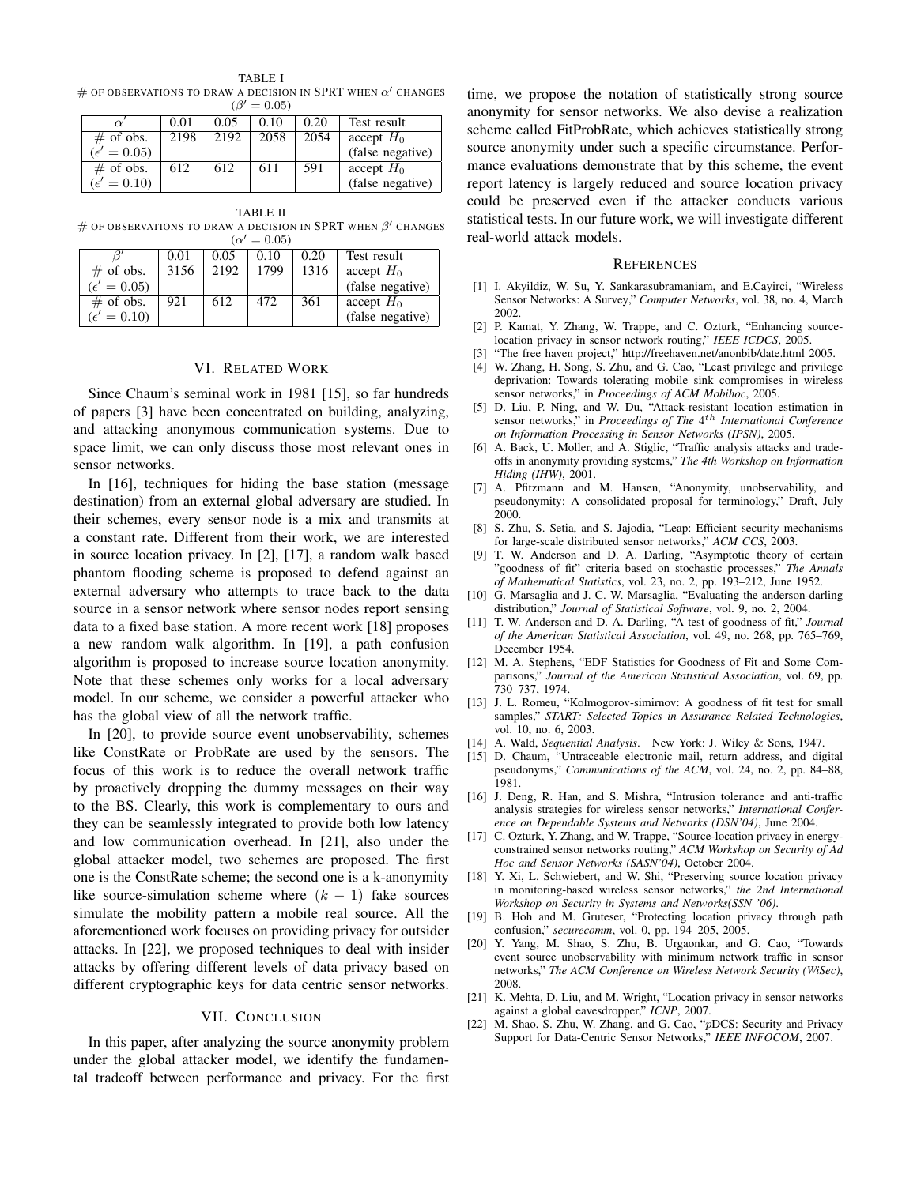TABLE I
# OF OBSERVATIONS TO DRAW A DECISION IN SPRT WHEN $\alpha'$ CHANGES ($\beta' = 0.05$)

| $\alpha'$ | 0.01 | 0.05 | 0.10 | 0.20 | Test result |
|---|---|---|---|---|---|
| # of obs. ($\epsilon' = 0.05$) | 2198 | 2192 | 2058 | 2054 | accept $H_0$ (false negative) |
| # of obs. ($\epsilon' = 0.10$) | 612 | 612 | 611 | 591 | accept $H_0$ (false negative) |

TABLE II
# OF OBSERVATIONS TO DRAW A DECISION IN SPRT WHEN $\beta'$ CHANGES ($\alpha' = 0.05$)

| $\beta'$ | 0.01 | 0.05 | 0.10 | 0.20 | Test result |
|---|---|---|---|---|---|
| # of obs. ($\epsilon' = 0.05$) | 3156 | 2192 | 1799 | 1316 | accept $H_0$ (false negative) |
| # of obs. ($\epsilon' = 0.10$) | 921 | 612 | 472 | 361 | accept $H_0$ (false negative) |

## VI. Related Work

Since Chaum's seminal work in 1981 [15], so far hundreds of papers [3] have been concentrated on building, analyzing, and attacking anonymous communication systems. Due to space limit, we can only discuss those most relevant ones in sensor networks.

In [16], techniques for hiding the base station (message destination) from an external global adversary are studied. In their schemes, every sensor node is a mix and transmits at a constant rate. Different from their work, we are interested in source location privacy. In [2], [17], a random walk based phantom flooding scheme is proposed to defend against an external adversary who attempts to trace back to the data source in a sensor network where sensor nodes report sensing data to a fixed base station. A more recent work [18] proposes a new random walk algorithm. In [19], a path confusion algorithm is proposed to increase source location anonymity. Note that these schemes only works for a local adversary model. In our scheme, we consider a powerful attacker who has the global view of all the network traffic.

In [20], to provide source event unobservability, schemes like ConstRate or ProbRate are used by the sensors. The focus of this work is to reduce the overall network traffic by proactively dropping the dummy messages on their way to the BS. Clearly, this work is complementary to ours and they can be seamlessly integrated to provide both low latency and low communication overhead. In [21], also under the global attacker model, two schemes are proposed. The first one is the ConstRate scheme; the second one is a k-anonymity like source-simulation scheme where $(k-1)$ fake sources simulate the mobility pattern a mobile real source. All the aforementioned work focuses on providing privacy for outsider attacks. In [22], we proposed techniques to deal with insider attacks by offering different levels of data privacy based on different cryptographic keys for data centric sensor networks.

## VII. Conclusion

In this paper, after analyzing the source anonymity problem under the global attacker model, we identify the fundamental tradeoff between performance and privacy. For the first time, we propose the notation of statistically strong source anonymity for sensor networks. We also devise a realization scheme called FitProbRate, which achieves statistically strong source anonymity under such a specific circumstance. Performance evaluations demonstrate that by this scheme, the event report latency is largely reduced and source location privacy could be preserved even if the attacker conducts various statistical tests. In our future work, we will investigate different real-world attack models.

## References

[1] I. Akyildiz, W. Su, Y. Sankarasubramaniam, and E.Cayirci, "Wireless Sensor Networks: A Survey," *Computer Networks*, vol. 38, no. 4, March 2002.

[2] P. Kamat, Y. Zhang, W. Trappe, and C. Ozturk, "Enhancing source-location privacy in sensor network routing," *IEEE ICDCS*, 2005.

[3] "The free haven project," http://freehaven.net/anonbib/date.html 2005.

[4] W. Zhang, H. Song, S. Zhu, and G. Cao, "Least privilege and privilege deprivation: Towards tolerating mobile sink compromises in wireless sensor networks," in *Proceedings of ACM Mobihoc*, 2005.

[5] D. Liu, P. Ning, and W. Du, "Attack-resistant location estimation in sensor networks," in *Proceedings of The $4^{th}$ International Conference on Information Processing in Sensor Networks (IPSN)*, 2005.

[6] A. Back, U. Moller, and A. Stiglic, "Traffic analysis attacks and tradeoffs in anonymity providing systems," *The 4th Workshop on Information Hiding (IHW)*, 2001.

[7] A. Pfitzmann and M. Hansen, "Anonymity, unobservability, and pseudonymity: A consolidated proposal for terminology," Draft, July 2000.

[8] S. Zhu, S. Setia, and S. Jajodia, "Leap: Efficient security mechanisms for large-scale distributed sensor networks," *ACM CCS*, 2003.

[9] T. W. Anderson and D. A. Darling, "Asymptotic theory of certain "goodness of fit" criteria based on stochastic processes," *The Annals of Mathematical Statistics*, vol. 23, no. 2, pp. 193–212, June 1952.

[10] G. Marsaglia and J. C. W. Marsaglia, "Evaluating the anderson-darling distribution," *Journal of Statistical Software*, vol. 9, no. 2, 2004.

[11] T. W. Anderson and D. A. Darling, "A test of goodness of fit," *Journal of the American Statistical Association*, vol. 49, no. 268, pp. 765–769, December 1954.

[12] M. A. Stephens, "EDF Statistics for Goodness of Fit and Some Comparisons," *Journal of the American Statistical Association*, vol. 69, pp. 730–737, 1974.

[13] J. L. Romeu, "Kolmogorov-simirnov: A goodness of fit test for small samples," *START: Selected Topics in Assurance Related Technologies*, vol. 10, no. 6, 2003.

[14] A. Wald, *Sequential Analysis*. New York: J. Wiley & Sons, 1947.

[15] D. Chaum, "Untraceable electronic mail, return address, and digital pseudonyms," *Communications of the ACM*, vol. 24, no. 2, pp. 84–88, 1981.

[16] J. Deng, R. Han, and S. Mishra, "Intrusion tolerance and anti-traffic analysis strategies for wireless sensor networks," *International Conference on Dependable Systems and Networks (DSN'04)*, June 2004.

[17] C. Ozturk, Y. Zhang, and W. Trappe, "Source-location privacy in energy-constrained sensor networks routing," *ACM Workshop on Security of Ad Hoc and Sensor Networks (SASN'04)*, October 2004.

[18] Y. Xi, L. Schwiebert, and W. Shi, "Preserving source location privacy in monitoring-based wireless sensor networks," *the 2nd International Workshop on Security in Systems and Networks(SSN '06)*.

[19] B. Hoh and M. Gruteser, "Protecting location privacy through path confusion," *securecomm*, vol. 0, pp. 194–205, 2005.

[20] Y. Yang, M. Shao, S. Zhu, B. Urgaonkar, and G. Cao, "Towards event source unobservability with minimum network traffic in sensor networks," *The ACM Conference on Wireless Network Security (WiSec)*, 2008.

[21] K. Mehta, D. Liu, and M. Wright, "Location privacy in sensor networks against a global eavesdropper," *ICNP*, 2007.

[22] M. Shao, S. Zhu, W. Zhang, and G. Cao, "*p*DCS: Security and Privacy Support for Data-Centric Sensor Networks," *IEEE INFOCOM*, 2007.